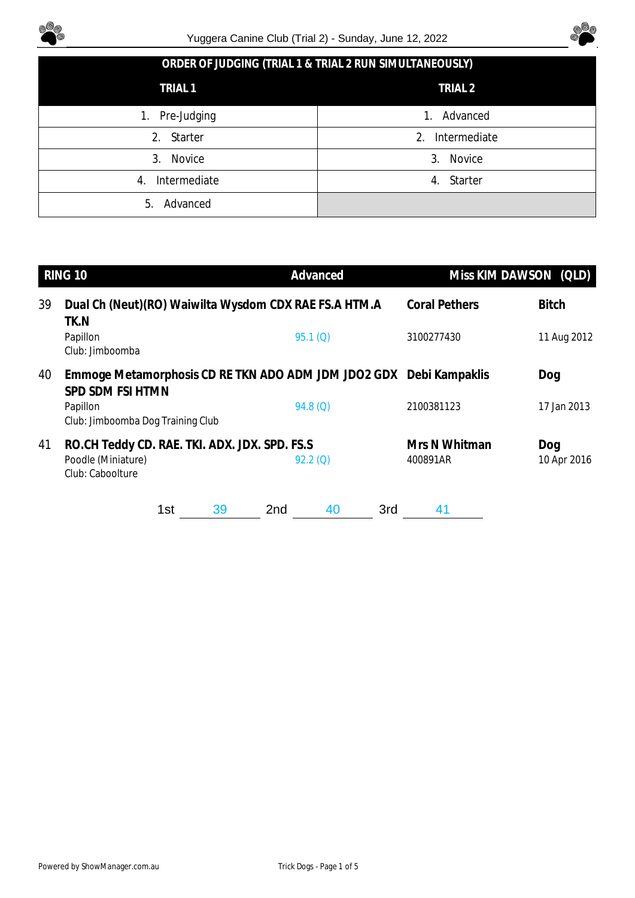## ORDER OF JUDGING (TRIAL 1 & TRIAL 2 RUN SIMULTANEOUSLY)

| TRIAL 1 | TRIAL 2 |
|---|---|
| 1. Pre-Judging | 1. Advanced |
| 2. Starter | 2. Intermediate |
| 3. Novice | 3. Novice |
| 4. Intermediate | 4. Starter |
| 5. Advanced | |

## RING 10 — Advanced — Miss KIM DAWSON (QLD)

**39** **Dual Ch (Neut)(RO) Waiwilta Wysdom CDX RAE FS.A HTM.A TK.N** — **Coral Pethers** — **Bitch**
Papillon — 95.1 (Q) — 3100277430 — 11 Aug 2012
Club: Jimboomba

**40** **Emmoge Metamorphosis CD RE TKN ADO ADM JDM JDO2 GDX SPD SDM FSI HTMN** — **Debi Kampaklis** — **Dog**
Papillon — 94.8 (Q) — 2100381123 — 17 Jan 2013
Club: Jimboomba Dog Training Club

**41** **RO.CH Teddy CD. RAE. TKI. ADX. JDX. SPD. FS.S** — **Mrs N Whitman** — **Dog**
Poodle (Miniature) — 92.2 (Q) — 400891AR — 10 Apr 2016
Club: Caboolture

1st 39 2nd 40 3rd 41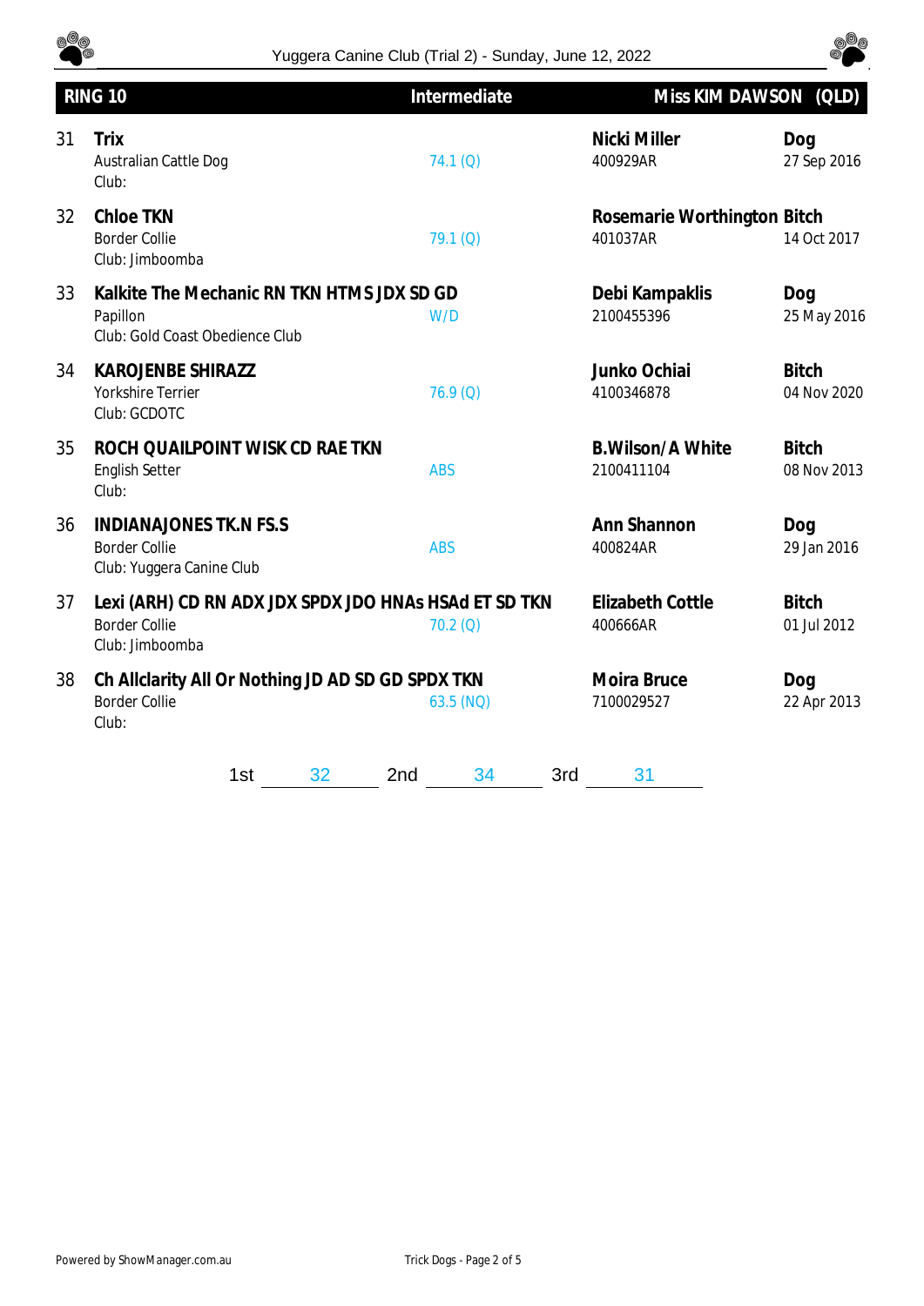## RING 10 — Intermediate — Miss KIM DAWSON (QLD)

| No. | Dog | Score | Handler | Sex / DOB |
|---|---|---|---|---|
| 31 | **Trix**<br>Australian Cattle Dog<br>Club: | 74.1 (Q) | **Nicki Miller**<br>400929AR | **Dog**<br>27 Sep 2016 |
| 32 | **Chloe TKN**<br>Border Collie<br>Club: Jimboomba | 79.1 (Q) | **Rosemarie Worthington**<br>401037AR | **Bitch**<br>14 Oct 2017 |
| 33 | **Kalkite The Mechanic RN TKN HTMS JDX SD GD**<br>Papillon<br>Club: Gold Coast Obedience Club | W/D | **Debi Kampaklis**<br>2100455396 | **Dog**<br>25 May 2016 |
| 34 | **KAROJENBE SHIRAZZ**<br>Yorkshire Terrier<br>Club: GCDOTC | 76.9 (Q) | **Junko Ochiai**<br>4100346878 | **Bitch**<br>04 Nov 2020 |
| 35 | **ROCH QUAILPOINT WISK CD RAE TKN**<br>English Setter<br>Club: | ABS | **B.Wilson/A White**<br>2100411104 | **Bitch**<br>08 Nov 2013 |
| 36 | **INDIANAJONES TK.N FS.S**<br>Border Collie<br>Club: Yuggera Canine Club | ABS | **Ann Shannon**<br>400824AR | **Dog**<br>29 Jan 2016 |
| 37 | **Lexi (ARH) CD RN ADX JDX SPDX JDO HNAs HSAd ET SD TKN**<br>Border Collie<br>Club: Jimboomba | 70.2 (Q) | **Elizabeth Cottle**<br>400666AR | **Bitch**<br>01 Jul 2012 |
| 38 | **Ch Allclarity All Or Nothing JD AD SD GD SPDX TKN**<br>Border Collie<br>Club: | 63.5 (NQ) | **Moira Bruce**<br>7100029527 | **Dog**<br>22 Apr 2013 |

1st 32 &nbsp;&nbsp; 2nd 34 &nbsp;&nbsp; 3rd 31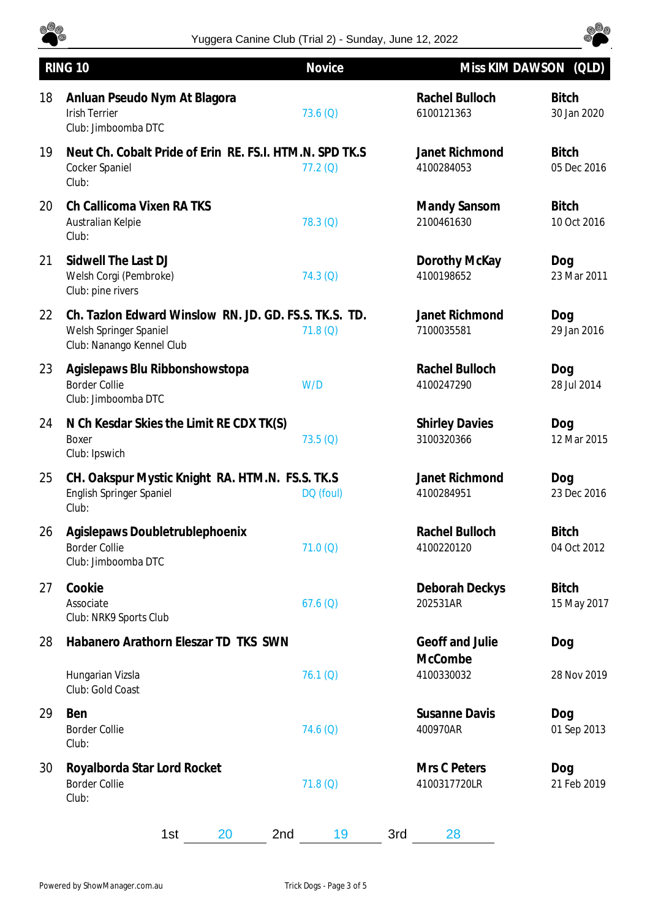## RING 10 — Novice — Miss KIM DAWSON (QLD)

| No. | Dog | Score | Owner | Sex / DOB |
|---|---|---|---|---|
| 18 | **Anluan Pseudo Nym At Blagora**<br>Irish Terrier<br>Club: Jimboomba DTC | 73.6 (Q) | **Rachel Bulloch**<br>6100121363 | **Bitch**<br>30 Jan 2020 |
| 19 | **Neut Ch. Cobalt Pride of Erin RE. FS.I. HTM.N. SPD TK.S**<br>Cocker Spaniel<br>Club: | 77.2 (Q) | **Janet Richmond**<br>4100284053 | **Bitch**<br>05 Dec 2016 |
| 20 | **Ch Callicoma Vixen RA TKS**<br>Australian Kelpie<br>Club: | 78.3 (Q) | **Mandy Sansom**<br>2100461630 | **Bitch**<br>10 Oct 2016 |
| 21 | **Sidwell The Last DJ**<br>Welsh Corgi (Pembroke)<br>Club: pine rivers | 74.3 (Q) | **Dorothy McKay**<br>4100198652 | **Dog**<br>23 Mar 2011 |
| 22 | **Ch. Tazlon Edward Winslow RN. JD. GD. FS.S. TK.S. TD.**<br>Welsh Springer Spaniel<br>Club: Nanango Kennel Club | 71.8 (Q) | **Janet Richmond**<br>7100035581 | **Dog**<br>29 Jan 2016 |
| 23 | **Agislepaws Blu Ribbonshowstopa**<br>Border Collie<br>Club: Jimboomba DTC | W/D | **Rachel Bulloch**<br>4100247290 | **Dog**<br>28 Jul 2014 |
| 24 | **N Ch Kesdar Skies the Limit RE CDX TK(S)**<br>Boxer<br>Club: Ipswich | 73.5 (Q) | **Shirley Davies**<br>3100320366 | **Dog**<br>12 Mar 2015 |
| 25 | **CH. Oakspur Mystic Knight RA. HTM.N. FS.S. TK.S**<br>English Springer Spaniel<br>Club: | DQ (foul) | **Janet Richmond**<br>4100284951 | **Dog**<br>23 Dec 2016 |
| 26 | **Agislepaws Doubletrublephoenix**<br>Border Collie<br>Club: Jimboomba DTC | 71.0 (Q) | **Rachel Bulloch**<br>4100220120 | **Bitch**<br>04 Oct 2012 |
| 27 | **Cookie**<br>Associate<br>Club: NRK9 Sports Club | 67.6 (Q) | **Deborah Deckys**<br>202531AR | **Bitch**<br>15 May 2017 |
| 28 | **Habanero Arathorn Eleszar TD TKS SWN**<br>Hungarian Vizsla<br>Club: Gold Coast | 76.1 (Q) | **Geoff and Julie McCombe**<br>4100330032 | **Dog**<br>28 Nov 2019 |
| 29 | **Ben**<br>Border Collie<br>Club: | 74.6 (Q) | **Susanne Davis**<br>400970AR | **Dog**<br>01 Sep 2013 |
| 30 | **Royalborda Star Lord Rocket**<br>Border Collie<br>Club: | 71.8 (Q) | **Mrs C Peters**<br>4100317720LR | **Dog**<br>21 Feb 2019 |

1st 20 2nd 19 3rd 28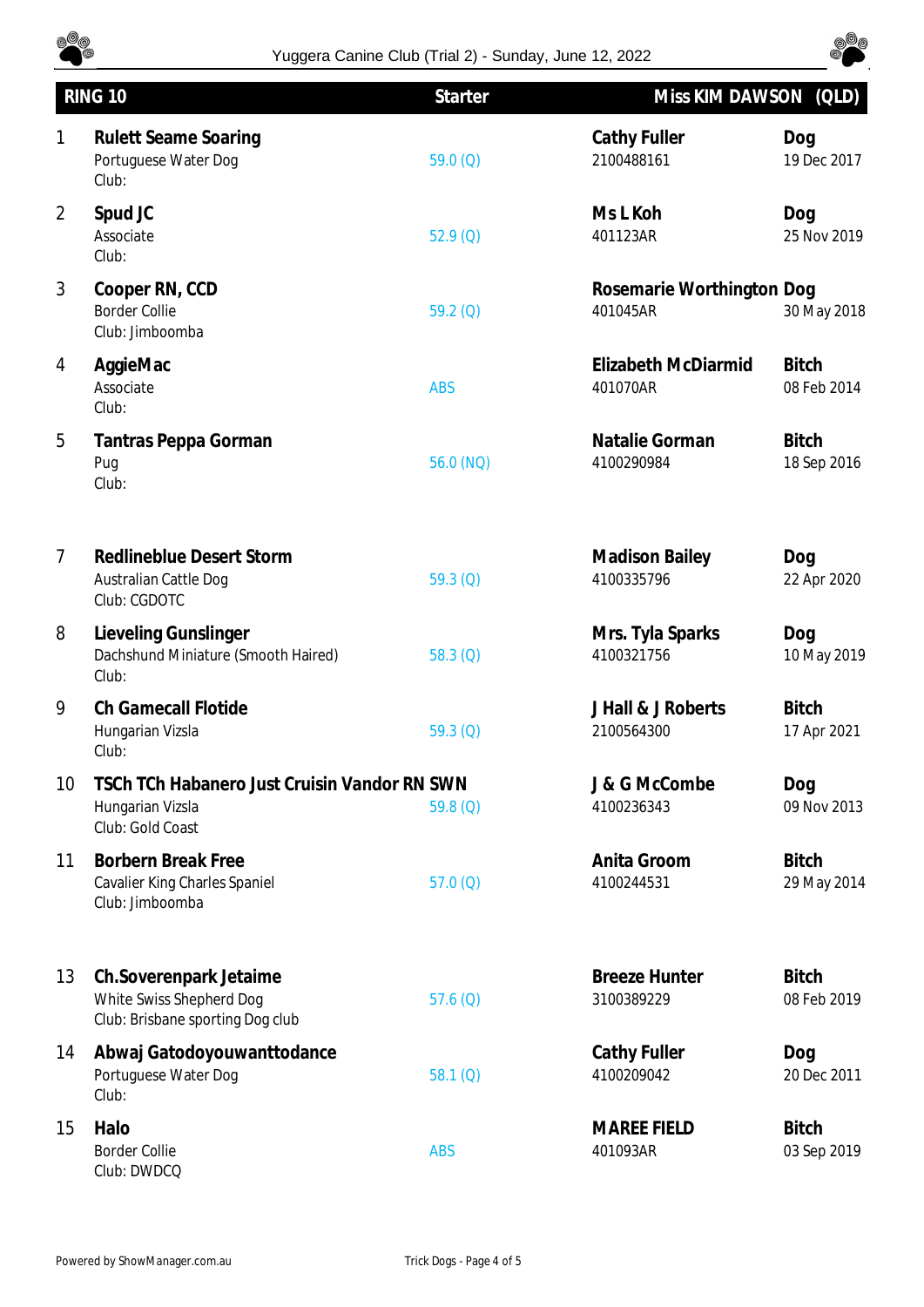Yuggera Canine Club (Trial 2) - Sunday, June 12, 2022

| RING 10 | | Starter | Miss KIM DAWSON (QLD) | |
|---|---|---|---|---|
| 1 | **Rulett Seame Soaring**<br>Portuguese Water Dog<br>Club: | 59.0 (Q) | **Cathy Fuller**<br>2100488161 | **Dog**<br>19 Dec 2017 |
| 2 | **Spud JC**<br>Associate<br>Club: | 52.9 (Q) | **Ms L Koh**<br>401123AR | **Dog**<br>25 Nov 2019 |
| 3 | **Cooper RN, CCD**<br>Border Collie<br>Club: Jimboomba | 59.2 (Q) | **Rosemarie Worthington**<br>401045AR | **Dog**<br>30 May 2018 |
| 4 | **AggieMac**<br>Associate<br>Club: | ABS | **Elizabeth McDiarmid**<br>401070AR | **Bitch**<br>08 Feb 2014 |
| 5 | **Tantras Peppa Gorman**<br>Pug<br>Club: | 56.0 (NQ) | **Natalie Gorman**<br>4100290984 | **Bitch**<br>18 Sep 2016 |
| 7 | **Redlineblue Desert Storm**<br>Australian Cattle Dog<br>Club: CGDOTC | 59.3 (Q) | **Madison Bailey**<br>4100335796 | **Dog**<br>22 Apr 2020 |
| 8 | **Lieveling Gunslinger**<br>Dachshund Miniature (Smooth Haired)<br>Club: | 58.3 (Q) | **Mrs. Tyla Sparks**<br>4100321756 | **Dog**<br>10 May 2019 |
| 9 | **Ch Gamecall Flotide**<br>Hungarian Vizsla<br>Club: | 59.3 (Q) | **J Hall & J Roberts**<br>2100564300 | **Bitch**<br>17 Apr 2021 |
| 10 | **TSCh TCh Habanero Just Cruisin Vandor RN SWN**<br>Hungarian Vizsla<br>Club: Gold Coast | 59.8 (Q) | **J & G McCombe**<br>4100236343 | **Dog**<br>09 Nov 2013 |
| 11 | **Borbern Break Free**<br>Cavalier King Charles Spaniel<br>Club: Jimboomba | 57.0 (Q) | **Anita Groom**<br>4100244531 | **Bitch**<br>29 May 2014 |
| 13 | **Ch.Soverenpark Jetaime**<br>White Swiss Shepherd Dog<br>Club: Brisbane sporting Dog club | 57.6 (Q) | **Breeze Hunter**<br>3100389229 | **Bitch**<br>08 Feb 2019 |
| 14 | **Abwaj Gatodoyouwanttodance**<br>Portuguese Water Dog<br>Club: | 58.1 (Q) | **Cathy Fuller**<br>4100209042 | **Dog**<br>20 Dec 2011 |
| 15 | **Halo**<br>Border Collie<br>Club: DWDCQ | ABS | **MAREE FIELD**<br>401093AR | **Bitch**<br>03 Sep 2019 |

Powered by ShowManager.com.au

Trick Dogs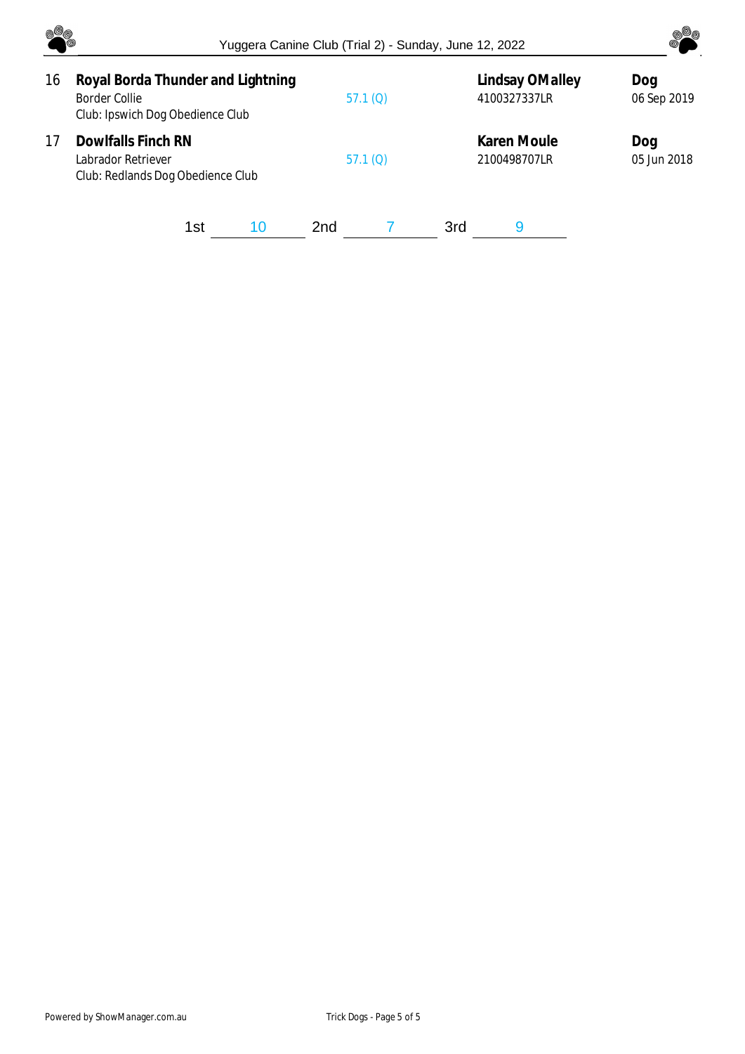| | | | | |
|---|---|---|---|---|
| 16 | **Royal Borda Thunder and Lightning**<br>Border Collie<br>Club: Ipswich Dog Obedience Club | 57.1 (Q) | **Lindsay OMalley**<br>4100327337LR | **Dog**<br>06 Sep 2019 |
| 17 | **Dowlfalls Finch RN**<br>Labrador Retriever<br>Club: Redlands Dog Obedience Club | 57.1 (Q) | **Karen Moule**<br>2100498707LR | **Dog**<br>05 Jun 2018 |

1st 10 2nd 7 3rd 9